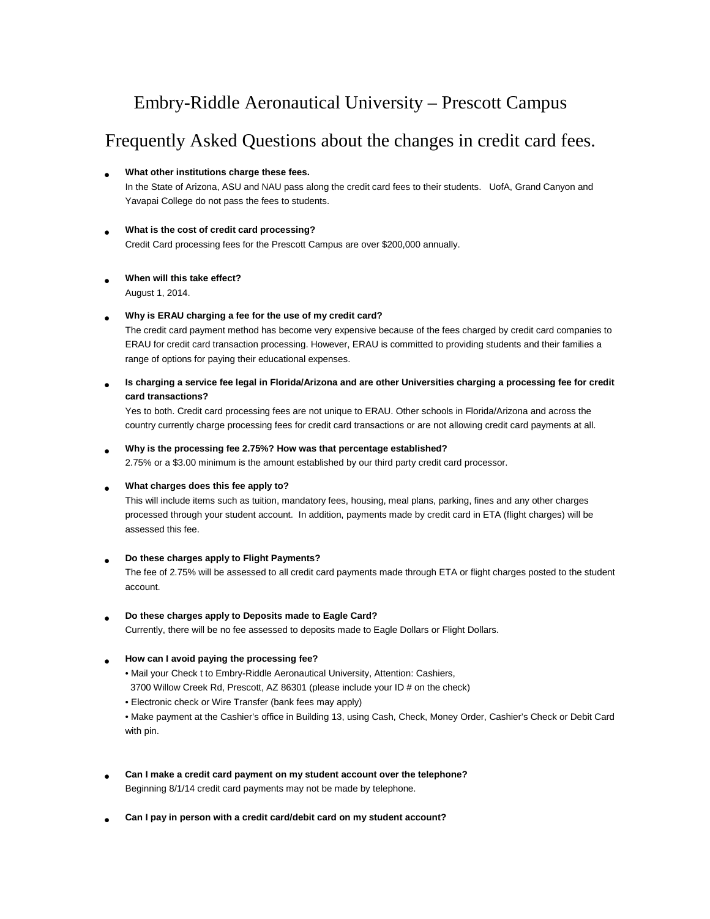# Embry-Riddle Aeronautical University – Prescott Campus

## Frequently Asked Questions about the changes in credit card fees.

- **What other institutions charge these fees.**
  In the State of Arizona, ASU and NAU pass along the credit card fees to their students. UofA, Grand Canyon and Yavapai College do not pass the fees to students.

- **What is the cost of credit card processing?**
  Credit Card processing fees for the Prescott Campus are over $200,000 annually.

- **When will this take effect?**
  August 1, 2014.

- **Why is ERAU charging a fee for the use of my credit card?**
  The credit card payment method has become very expensive because of the fees charged by credit card companies to ERAU for credit card transaction processing. However, ERAU is committed to providing students and their families a range of options for paying their educational expenses.

- **Is charging a service fee legal in Florida/Arizona and are other Universities charging a processing fee for credit card transactions?**
  Yes to both. Credit card processing fees are not unique to ERAU. Other schools in Florida/Arizona and across the country currently charge processing fees for credit card transactions or are not allowing credit card payments at all.

- **Why is the processing fee 2.75%? How was that percentage established?**
  2.75% or a $3.00 minimum is the amount established by our third party credit card processor.

- **What charges does this fee apply to?**
  This will include items such as tuition, mandatory fees, housing, meal plans, parking, fines and any other charges processed through your student account. In addition, payments made by credit card in ETA (flight charges) will be assessed this fee.

- **Do these charges apply to Flight Payments?**
  The fee of 2.75% will be assessed to all credit card payments made through ETA or flight charges posted to the student account.

- **Do these charges apply to Deposits made to Eagle Card?**
  Currently, there will be no fee assessed to deposits made to Eagle Dollars or Flight Dollars.

- **How can I avoid paying the processing fee?**
  - Mail your Check t to Embry-Riddle Aeronautical University, Attention: Cashiers, 3700 Willow Creek Rd, Prescott, AZ 86301 (please include your ID # on the check)
  - Electronic check or Wire Transfer (bank fees may apply)
  - Make payment at the Cashier's office in Building 13, using Cash, Check, Money Order, Cashier's Check or Debit Card with pin.

- **Can I make a credit card payment on my student account over the telephone?**
  Beginning 8/1/14 credit card payments may not be made by telephone.

- **Can I pay in person with a credit card/debit card on my student account?**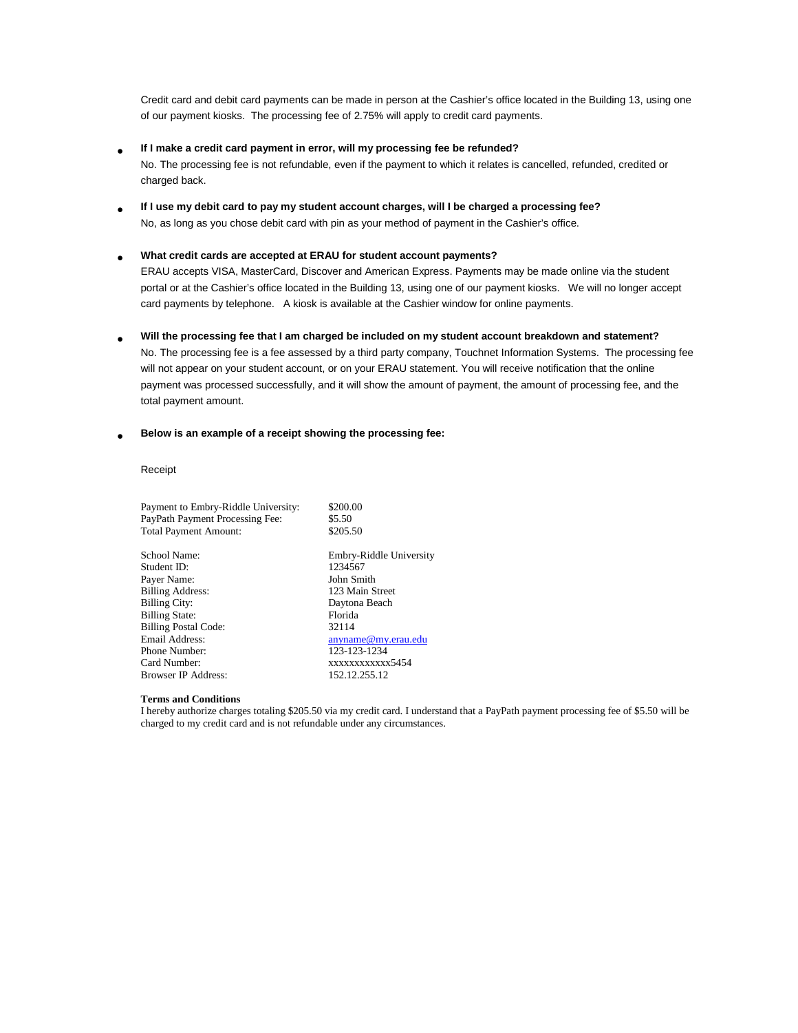Credit card and debit card payments can be made in person at the Cashier's office located in the Building 13, using one of our payment kiosks. The processing fee of 2.75% will apply to credit card payments.

- **If I make a credit card payment in error, will my processing fee be refunded?**
  No. The processing fee is not refundable, even if the payment to which it relates is cancelled, refunded, credited or charged back.

- **If I use my debit card to pay my student account charges, will I be charged a processing fee?**
  No, as long as you chose debit card with pin as your method of payment in the Cashier's office.

- **What credit cards are accepted at ERAU for student account payments?**
  ERAU accepts VISA, MasterCard, Discover and American Express. Payments may be made online via the student portal or at the Cashier's office located in the Building 13, using one of our payment kiosks. We will no longer accept card payments by telephone. A kiosk is available at the Cashier window for online payments.

- **Will the processing fee that I am charged be included on my student account breakdown and statement?**
  No. The processing fee is a fee assessed by a third party company, Touchnet Information Systems. The processing fee will not appear on your student account, or on your ERAU statement. You will receive notification that the online payment was processed successfully, and it will show the amount of payment, the amount of processing fee, and the total payment amount.

- **Below is an example of a receipt showing the processing fee:**

Receipt

| | |
|---|---|
| Payment to Embry-Riddle University: | $200.00 |
| PayPath Payment Processing Fee: | $5.50 |
| Total Payment Amount: | $205.50 |

| | |
|---|---|
| School Name: | Embry-Riddle University |
| Student ID: | 1234567 |
| Payer Name: | John Smith |
| Billing Address: | 123 Main Street |
| Billing City: | Daytona Beach |
| Billing State: | Florida |
| Billing Postal Code: | 32114 |
| Email Address: | anyname@my.erau.edu |
| Phone Number: | 123-123-1234 |
| Card Number: | xxxxxxxxxxxx5454 |
| Browser IP Address: | 152.12.255.12 |

**Terms and Conditions**

I hereby authorize charges totaling $205.50 via my credit card. I understand that a PayPath payment processing fee of $5.50 will be charged to my credit card and is not refundable under any circumstances.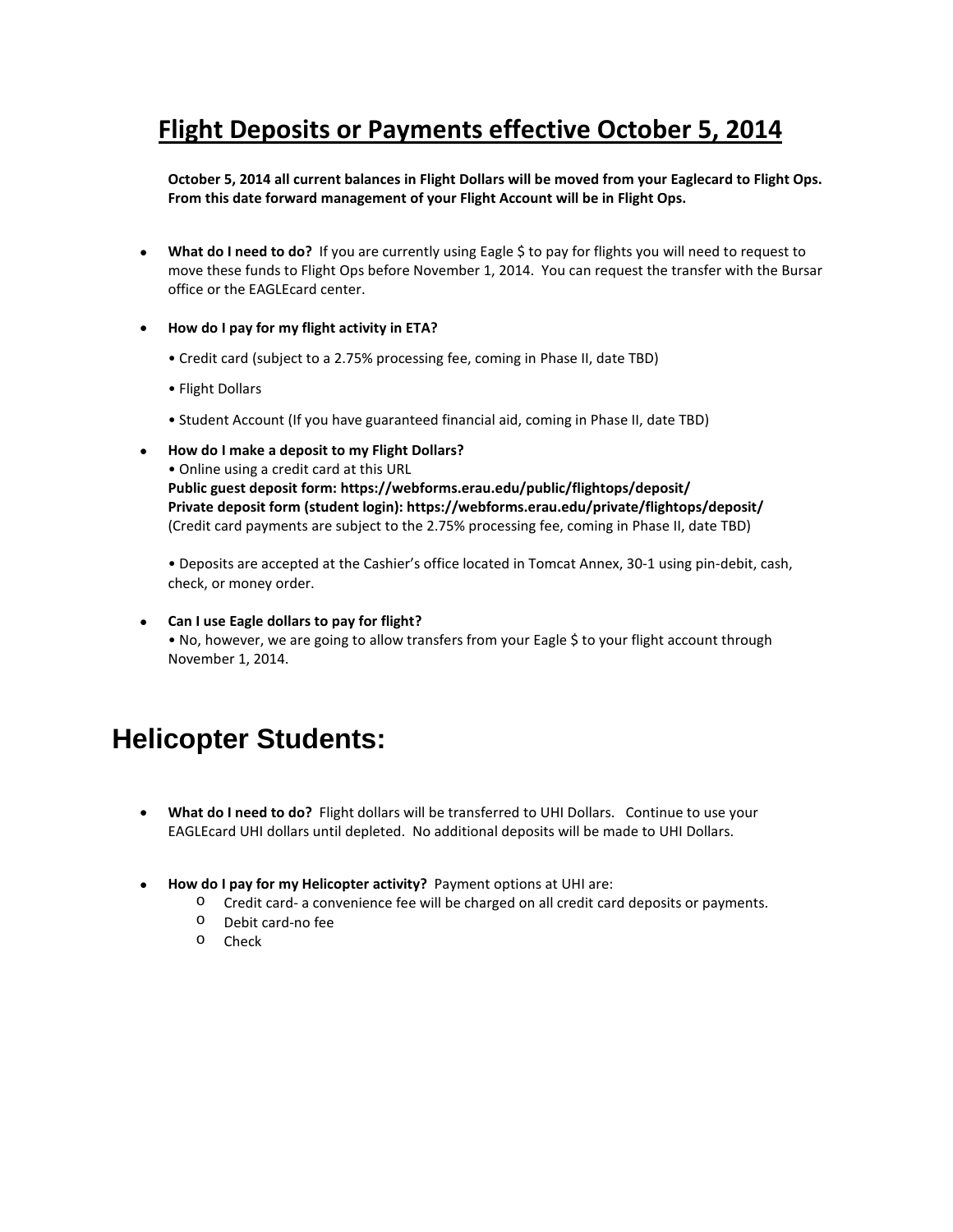# Flight Deposits or Payments effective October 5, 2014

**October 5, 2014 all current balances in Flight Dollars will be moved from your Eaglecard to Flight Ops. From this date forward management of your Flight Account will be in Flight Ops.**

- **What do I need to do?** If you are currently using Eagle $ to pay for flights you will need to request to move these funds to Flight Ops before November 1, 2014. You can request the transfer with the Bursar office or the EAGLEcard center.

- **How do I pay for my flight activity in ETA?**

  • Credit card (subject to a 2.75% processing fee, coming in Phase II, date TBD)

  • Flight Dollars

  • Student Account (If you have guaranteed financial aid, coming in Phase II, date TBD)

- **How do I make a deposit to my Flight Dollars?**
  • Online using a credit card at this URL
  **Public guest deposit form: https://webforms.erau.edu/public/flightops/deposit/**
  **Private deposit form (student login): https://webforms.erau.edu/private/flightops/deposit/**
  (Credit card payments are subject to the 2.75% processing fee, coming in Phase II, date TBD)

  • Deposits are accepted at the Cashier's office located in Tomcat Annex, 30-1 using pin-debit, cash, check, or money order.

- **Can I use Eagle dollars to pay for flight?**
  • No, however, we are going to allow transfers from your Eagle $ to your flight account through November 1, 2014.

# Helicopter Students:

- **What do I need to do?** Flight dollars will be transferred to UHI Dollars. Continue to use your EAGLEcard UHI dollars until depleted. No additional deposits will be made to UHI Dollars.

- **How do I pay for my Helicopter activity?** Payment options at UHI are:
  - Credit card- a convenience fee will be charged on all credit card deposits or payments.
  - Debit card-no fee
  - Check